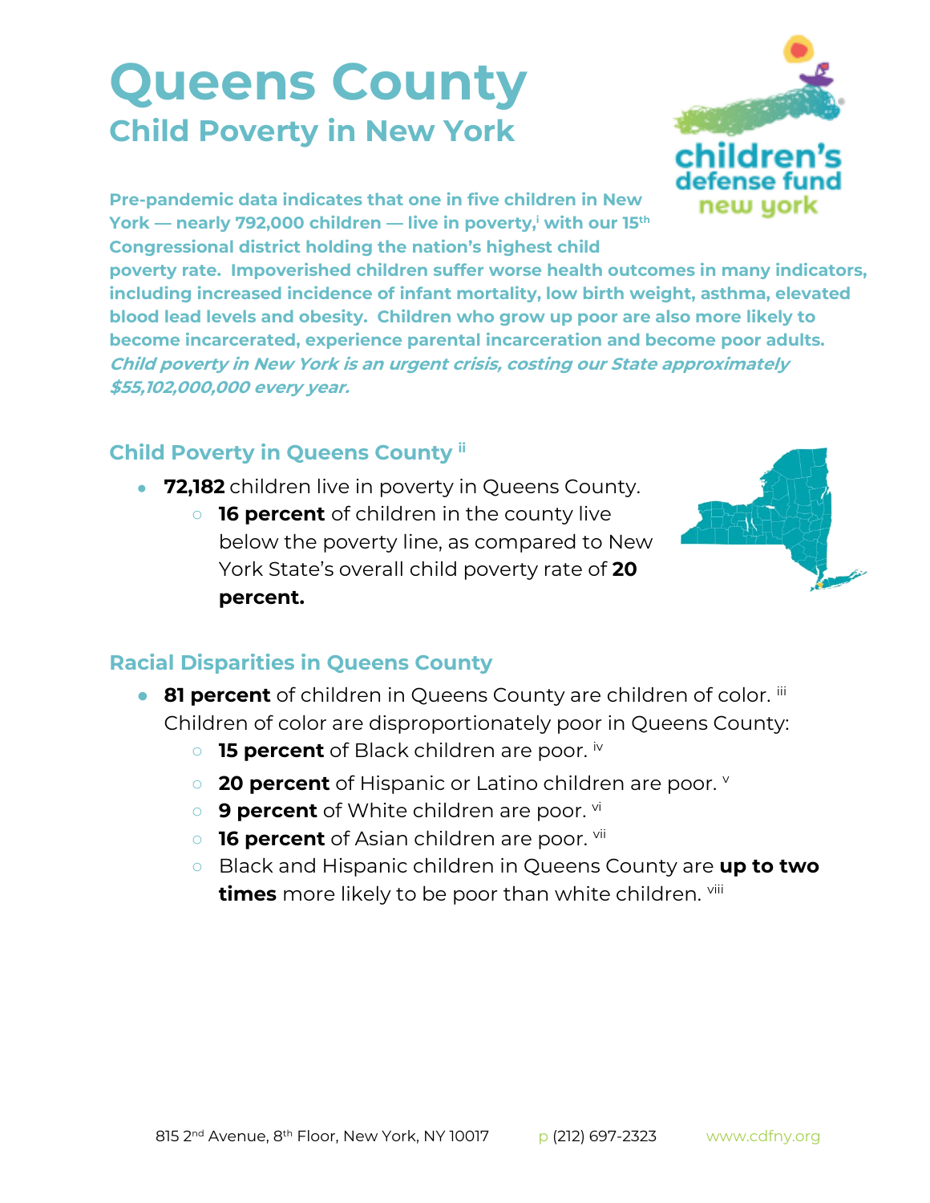# Queens County

## Child Poverty in New York

**Pre-pandemic data indicates that one in five children in New York — nearly 792,000 children — live in poverty,[i] with our 15th Congressional district holding the nation's highest child poverty rate. Impoverished children suffer worse health outcomes in many indicators, including increased incidence of infant mortality, low birth weight, asthma, elevated blood lead levels and obesity. Children who grow up poor are also more likely to become incarcerated, experience parental incarceration and become poor adults.** ***Child poverty in New York is an urgent crisis, costing our State approximately $55,102,000,000 every year.***

### Child Poverty in Queens County [ii]

- **72,182** children live in poverty in Queens County.
  - **16 percent** of children in the county live below the poverty line, as compared to New York State's overall child poverty rate of **20 percent.**

### Racial Disparities in Queens County

- **81 percent** of children in Queens County are children of color. [iii] Children of color are disproportionately poor in Queens County:
  - **15 percent** of Black children are poor. [iv]
  - **20 percent** of Hispanic or Latino children are poor. [v]
  - **9 percent** of White children are poor. [vi]
  - **16 percent** of Asian children are poor. [vii]
  - Black and Hispanic children in Queens County are **up to two times** more likely to be poor than white children. [viii]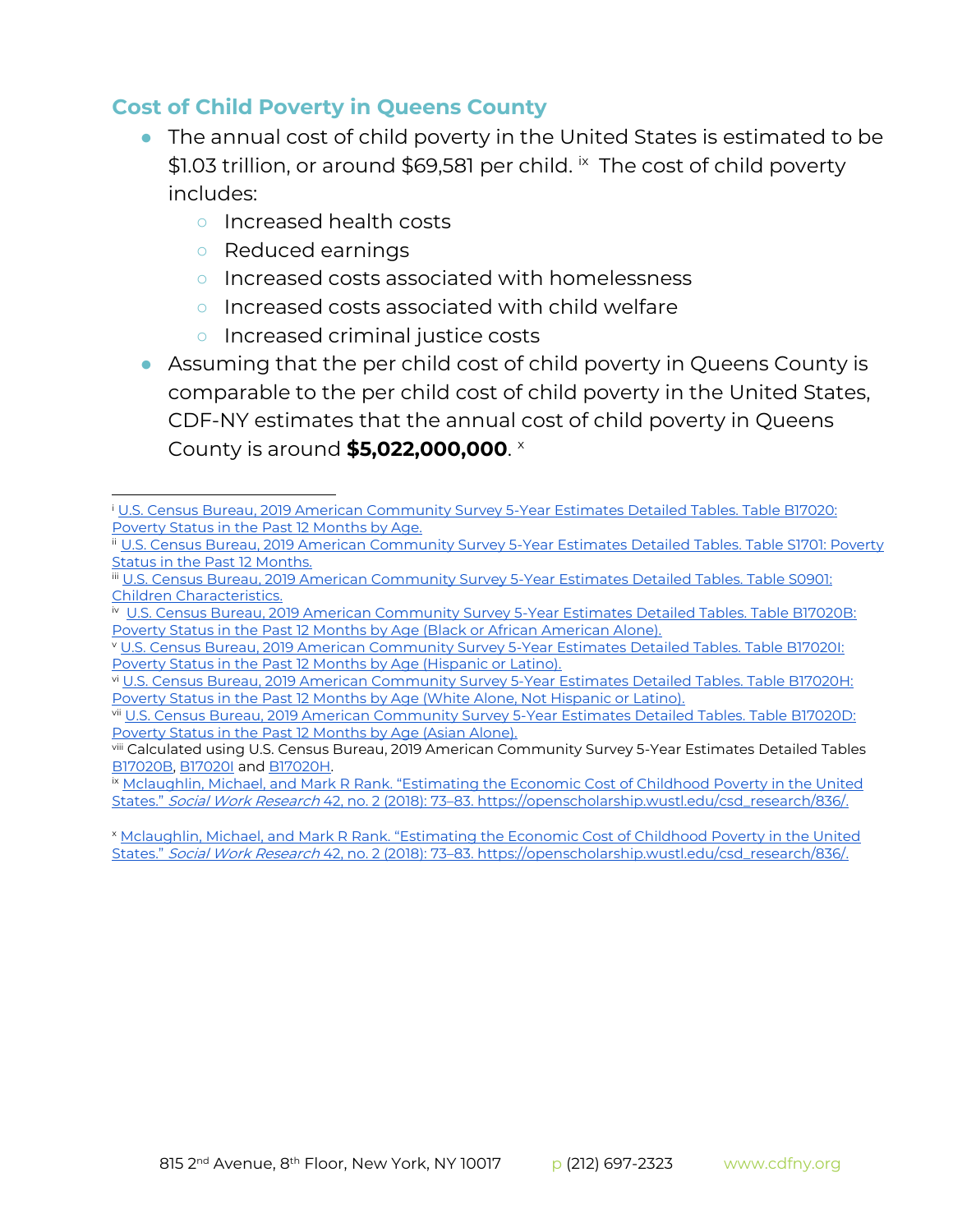## Cost of Child Poverty in Queens County

- The annual cost of child poverty in the United States is estimated to be $1.03 trillion, or around $69,581 per child. [ix] The cost of child poverty includes:
  - Increased health costs
  - Reduced earnings
  - Increased costs associated with homelessness
  - Increased costs associated with child welfare
  - Increased criminal justice costs
- Assuming that the per child cost of child poverty in Queens County is comparable to the per child cost of child poverty in the United States, CDF-NY estimates that the annual cost of child poverty in Queens County is around **$5,022,000,000**. [x]

---

[i] U.S. Census Bureau, 2019 American Community Survey 5-Year Estimates Detailed Tables. Table B17020: Poverty Status in the Past 12 Months by Age.

[ii] U.S. Census Bureau, 2019 American Community Survey 5-Year Estimates Detailed Tables. Table S1701: Poverty Status in the Past 12 Months.

[iii] U.S. Census Bureau, 2019 American Community Survey 5-Year Estimates Detailed Tables. Table S0901: Children Characteristics.

[iv] U.S. Census Bureau, 2019 American Community Survey 5-Year Estimates Detailed Tables. Table B17020B: Poverty Status in the Past 12 Months by Age (Black or African American Alone).

[v] U.S. Census Bureau, 2019 American Community Survey 5-Year Estimates Detailed Tables. Table B17020I: Poverty Status in the Past 12 Months by Age (Hispanic or Latino).

[vi] U.S. Census Bureau, 2019 American Community Survey 5-Year Estimates Detailed Tables. Table B17020H: Poverty Status in the Past 12 Months by Age (White Alone, Not Hispanic or Latino).

[vii] U.S. Census Bureau, 2019 American Community Survey 5-Year Estimates Detailed Tables. Table B17020D: Poverty Status in the Past 12 Months by Age (Asian Alone).

[viii] Calculated using U.S. Census Bureau, 2019 American Community Survey 5-Year Estimates Detailed Tables B17020B, B17020I and B17020H.

[ix] Mclaughlin, Michael, and Mark R Rank. "Estimating the Economic Cost of Childhood Poverty in the United States." *Social Work Research* 42, no. 2 (2018): 73–83. https://openscholarship.wustl.edu/csd_research/836/.

[x] Mclaughlin, Michael, and Mark R Rank. "Estimating the Economic Cost of Childhood Poverty in the United States." *Social Work Research* 42, no. 2 (2018): 73–83. https://openscholarship.wustl.edu/csd_research/836/.